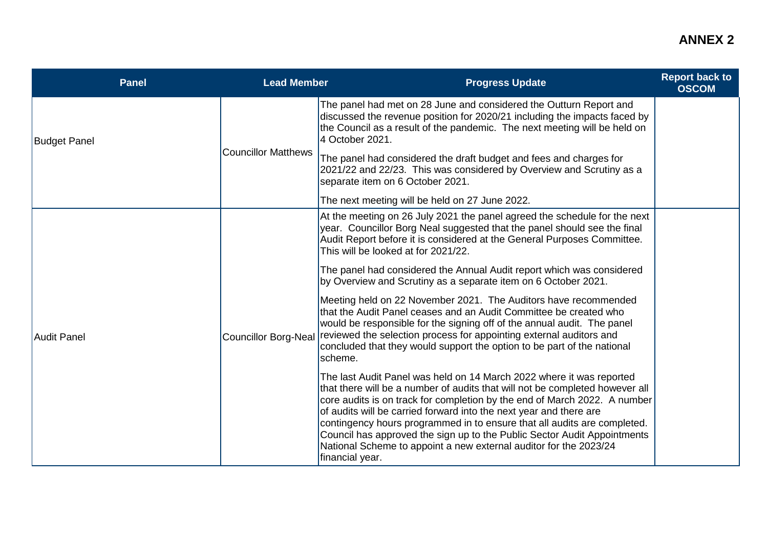**ANNEX 2**

| Panel | Lead Member | Progress Update | Report back to OSCOM |
|---|---|---|---|
| Budget Panel | Councillor Matthews | The panel had met on 28 June and considered the Outturn Report and discussed the revenue position for 2020/21 including the impacts faced by the Council as a result of the pandemic. The next meeting will be held on 4 October 2021. | |
| | | The panel had considered the draft budget and fees and charges for 2021/22 and 22/23. This was considered by Overview and Scrutiny as a separate item on 6 October 2021. | |
| | | The next meeting will be held on 27 June 2022. | |
| Audit Panel | Councillor Borg-Neal | At the meeting on 26 July 2021 the panel agreed the schedule for the next year. Councillor Borg Neal suggested that the panel should see the final Audit Report before it is considered at the General Purposes Committee. This will be looked at for 2021/22. | |
| | | The panel had considered the Annual Audit report which was considered by Overview and Scrutiny as a separate item on 6 October 2021. | |
| | | Meeting held on 22 November 2021. The Auditors have recommended that the Audit Panel ceases and an Audit Committee be created who would be responsible for the signing off of the annual audit. The panel reviewed the selection process for appointing external auditors and concluded that they would support the option to be part of the national scheme. | |
| | | The last Audit Panel was held on 14 March 2022 where it was reported that there will be a number of audits that will not be completed however all core audits is on track for completion by the end of March 2022. A number of audits will be carried forward into the next year and there are contingency hours programmed in to ensure that all audits are completed. Council has approved the sign up to the Public Sector Audit Appointments National Scheme to appoint a new external auditor for the 2023/24 financial year. | |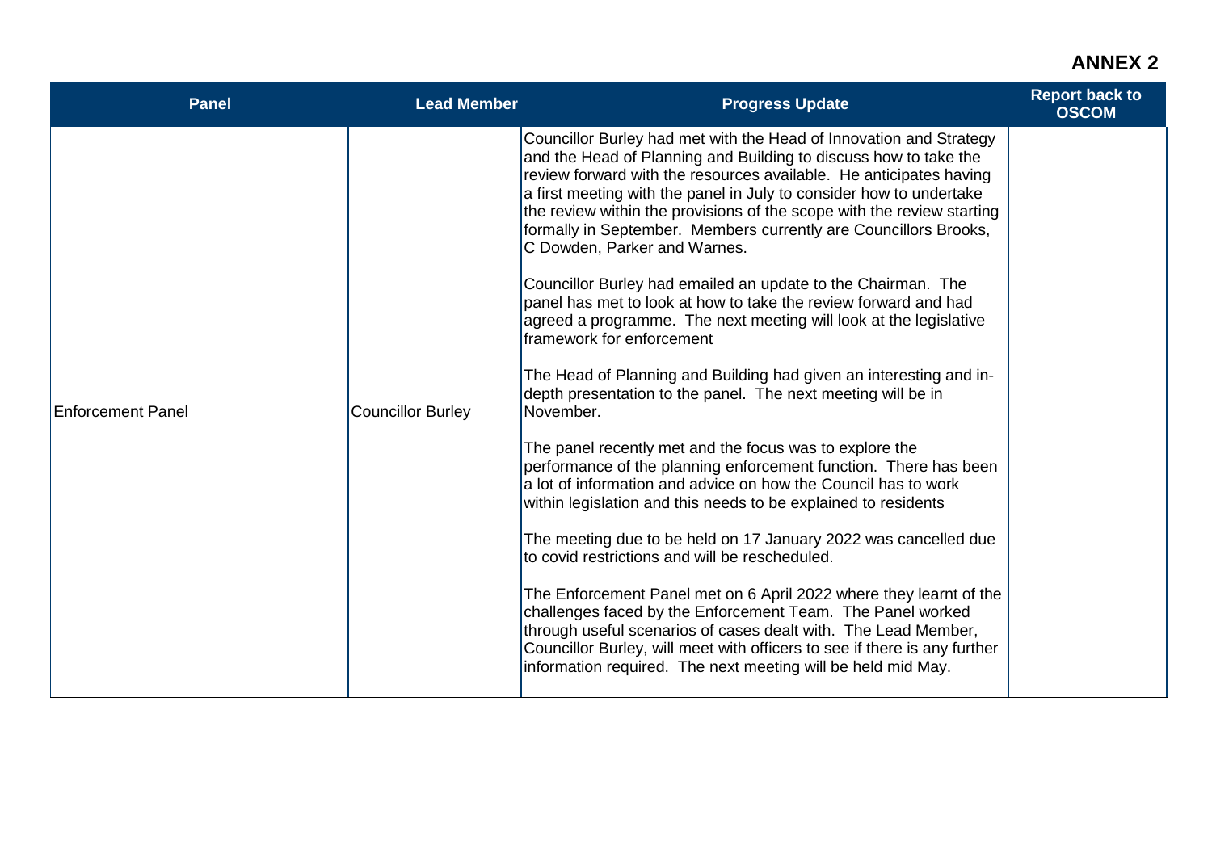## ANNEX 2

| Panel | Lead Member | Progress Update | Report back to OSCOM |
|---|---|---|---|
| Enforcement Panel | Councillor Burley | Councillor Burley had met with the Head of Innovation and Strategy and the Head of Planning and Building to discuss how to take the review forward with the resources available. He anticipates having a first meeting with the panel in July to consider how to undertake the review within the provisions of the scope with the review starting formally in September. Members currently are Councillors Brooks, C Dowden, Parker and Warnes.<br><br>Councillor Burley had emailed an update to the Chairman. The panel has met to look at how to take the review forward and had agreed a programme. The next meeting will look at the legislative framework for enforcement<br><br>The Head of Planning and Building had given an interesting and in-depth presentation to the panel. The next meeting will be in November.<br><br>The panel recently met and the focus was to explore the performance of the planning enforcement function. There has been a lot of information and advice on how the Council has to work within legislation and this needs to be explained to residents<br><br>The meeting due to be held on 17 January 2022 was cancelled due to covid restrictions and will be rescheduled.<br><br>The Enforcement Panel met on 6 April 2022 where they learnt of the challenges faced by the Enforcement Team. The Panel worked through useful scenarios of cases dealt with. The Lead Member, Councillor Burley, will meet with officers to see if there is any further information required. The next meeting will be held mid May. | |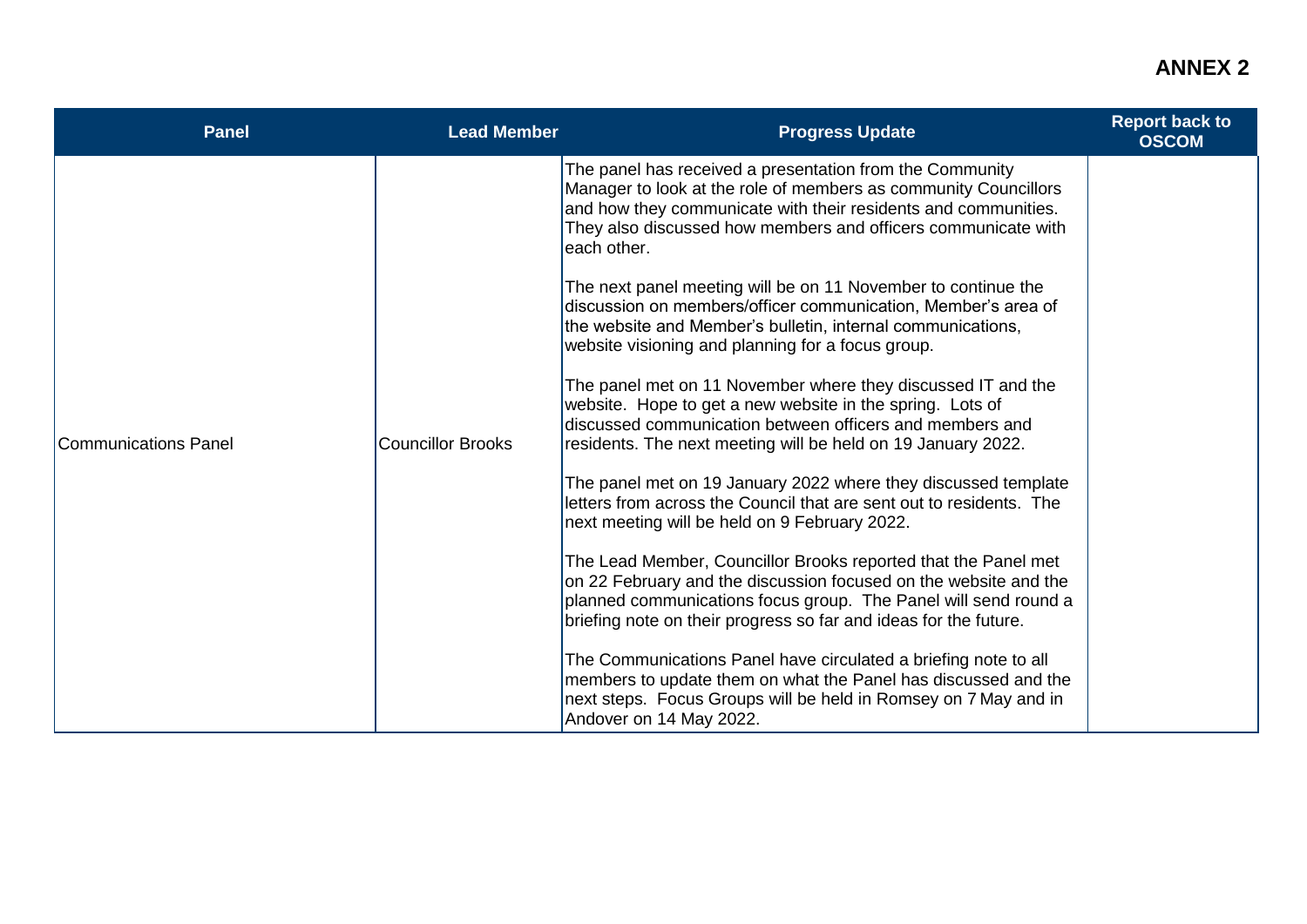# ANNEX 2

| Panel | Lead Member | Progress Update | Report back to OSCOM |
|---|---|---|---|
| Communications Panel | Councillor Brooks | The panel has received a presentation from the Community Manager to look at the role of members as community Councillors and how they communicate with their residents and communities. They also discussed how members and officers communicate with each other.<br><br>The next panel meeting will be on 11 November to continue the discussion on members/officer communication, Member's area of the website and Member's bulletin, internal communications, website visioning and planning for a focus group.<br><br>The panel met on 11 November where they discussed IT and the website. Hope to get a new website in the spring. Lots of discussed communication between officers and members and residents. The next meeting will be held on 19 January 2022.<br><br>The panel met on 19 January 2022 where they discussed template letters from across the Council that are sent out to residents. The next meeting will be held on 9 February 2022.<br><br>The Lead Member, Councillor Brooks reported that the Panel met on 22 February and the discussion focused on the website and the planned communications focus group. The Panel will send round a briefing note on their progress so far and ideas for the future.<br><br>The Communications Panel have circulated a briefing note to all members to update them on what the Panel has discussed and the next steps. Focus Groups will be held in Romsey on 7 May and in Andover on 14 May 2022. | |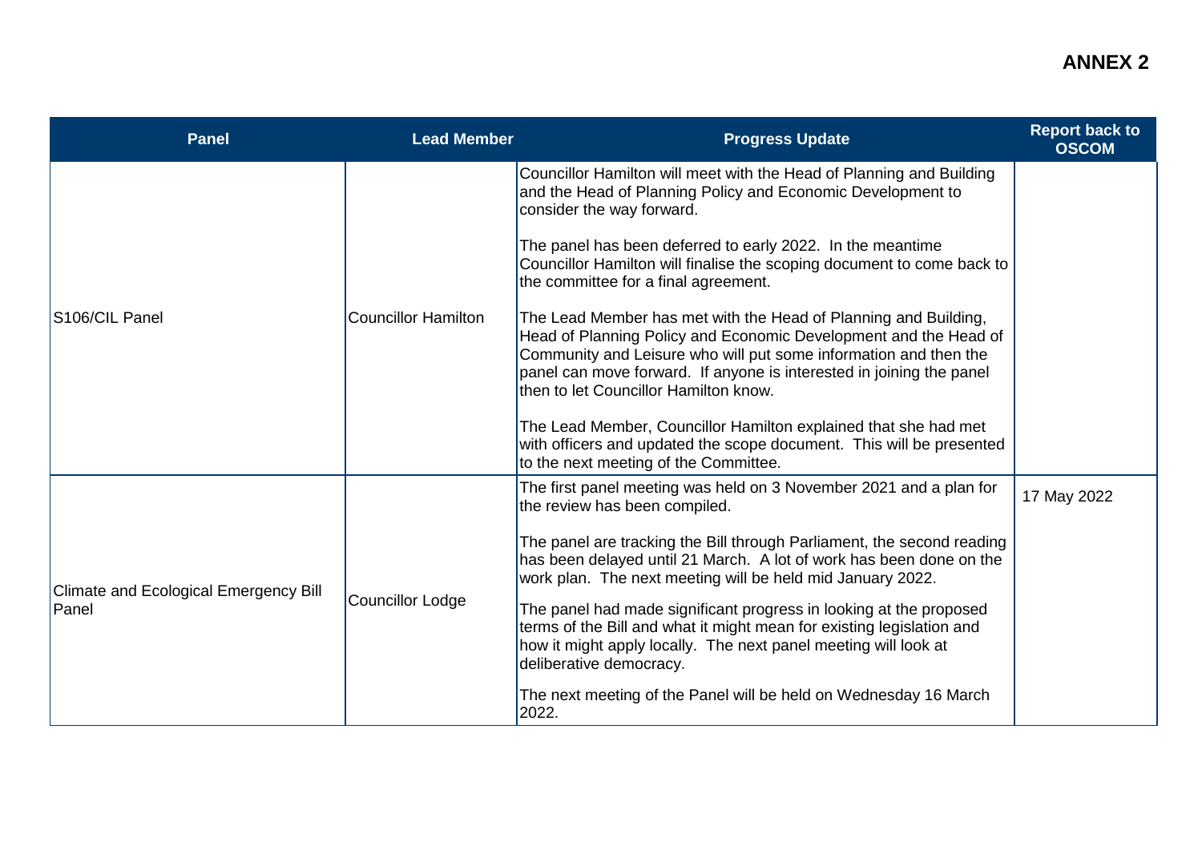# ANNEX 2

| Panel | Lead Member | Progress Update | Report back to OSCOM |
|---|---|---|---|
| S106/CIL Panel | Councillor Hamilton | Councillor Hamilton will meet with the Head of Planning and Building and the Head of Planning Policy and Economic Development to consider the way forward.<br><br>The panel has been deferred to early 2022. In the meantime Councillor Hamilton will finalise the scoping document to come back to the committee for a final agreement.<br><br>The Lead Member has met with the Head of Planning and Building, Head of Planning Policy and Economic Development and the Head of Community and Leisure who will put some information and then the panel can move forward. If anyone is interested in joining the panel then to let Councillor Hamilton know.<br><br>The Lead Member, Councillor Hamilton explained that she had met with officers and updated the scope document. This will be presented to the next meeting of the Committee. | |
| Climate and Ecological Emergency Bill Panel | Councillor Lodge | The first panel meeting was held on 3 November 2021 and a plan for the review has been compiled.<br><br>The panel are tracking the Bill through Parliament, the second reading has been delayed until 21 March. A lot of work has been done on the work plan. The next meeting will be held mid January 2022.<br><br>The panel had made significant progress in looking at the proposed terms of the Bill and what it might mean for existing legislation and how it might apply locally. The next panel meeting will look at deliberative democracy.<br><br>The next meeting of the Panel will be held on Wednesday 16 March 2022. | 17 May 2022 |